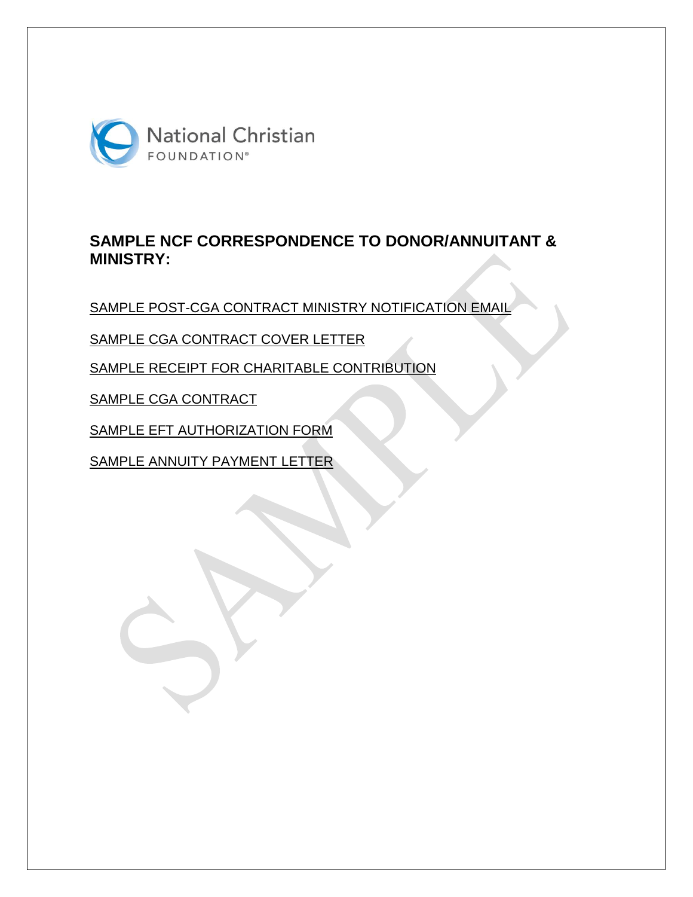National Christian FOUNDATION®

## SAMPLE NCF CORRESPONDENCE TO DONOR/ANNUITANT & MINISTRY:

SAMPLE POST-CGA CONTRACT MINISTRY NOTIFICATION EMAIL

SAMPLE CGA CONTRACT COVER LETTER

SAMPLE RECEIPT FOR CHARITABLE CONTRIBUTION

SAMPLE CGA CONTRACT

SAMPLE EFT AUTHORIZATION FORM

SAMPLE ANNUITY PAYMENT LETTER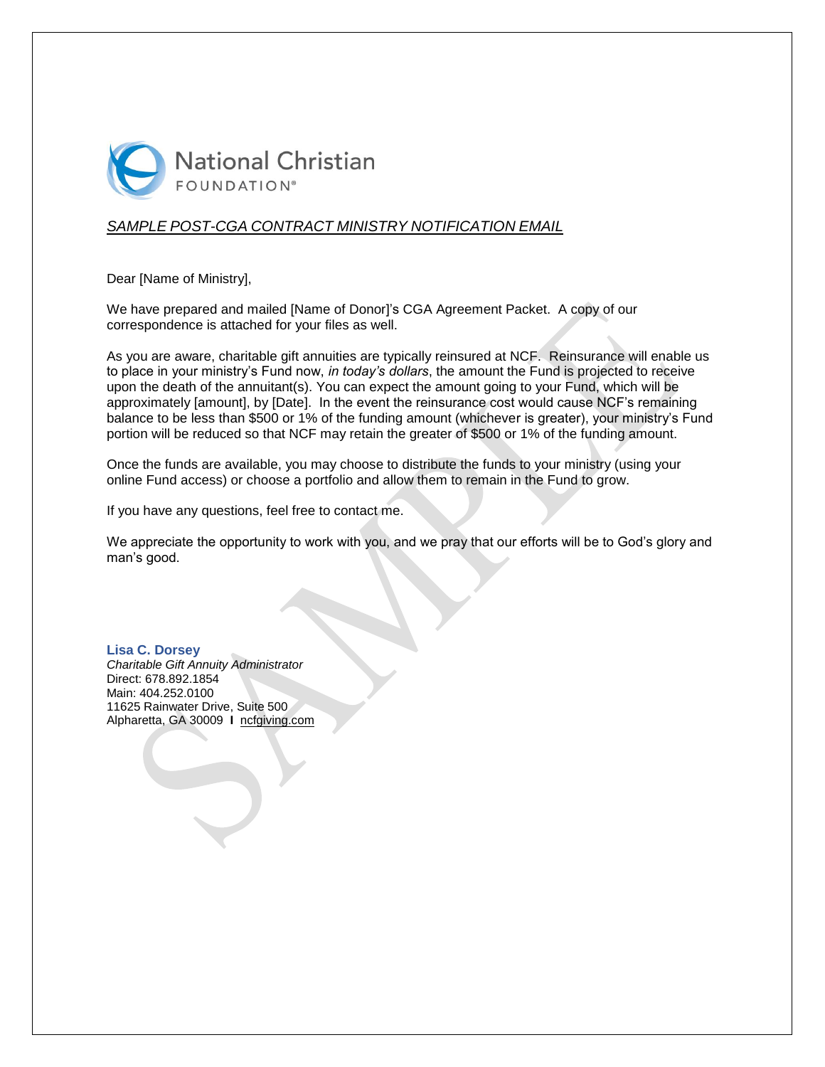National Christian FOUNDATION®

*SAMPLE POST-CGA CONTRACT MINISTRY NOTIFICATION EMAIL*

Dear [Name of Ministry],

We have prepared and mailed [Name of Donor]'s CGA Agreement Packet. A copy of our correspondence is attached for your files as well.

As you are aware, charitable gift annuities are typically reinsured at NCF. Reinsurance will enable us to place in your ministry's Fund now, *in today's dollars*, the amount the Fund is projected to receive upon the death of the annuitant(s). You can expect the amount going to your Fund, which will be approximately [amount], by [Date]. In the event the reinsurance cost would cause NCF's remaining balance to be less than $500 or 1% of the funding amount (whichever is greater), your ministry's Fund portion will be reduced so that NCF may retain the greater of $500 or 1% of the funding amount.

Once the funds are available, you may choose to distribute the funds to your ministry (using your online Fund access) or choose a portfolio and allow them to remain in the Fund to grow.

If you have any questions, feel free to contact me.

We appreciate the opportunity to work with you, and we pray that our efforts will be to God's glory and man's good.

**Lisa C. Dorsey**
*Charitable Gift Annuity Administrator*
Direct: 678.892.1854
Main: 404.252.0100
11625 Rainwater Drive, Suite 500
Alpharetta, GA 30009 I ncfgiving.com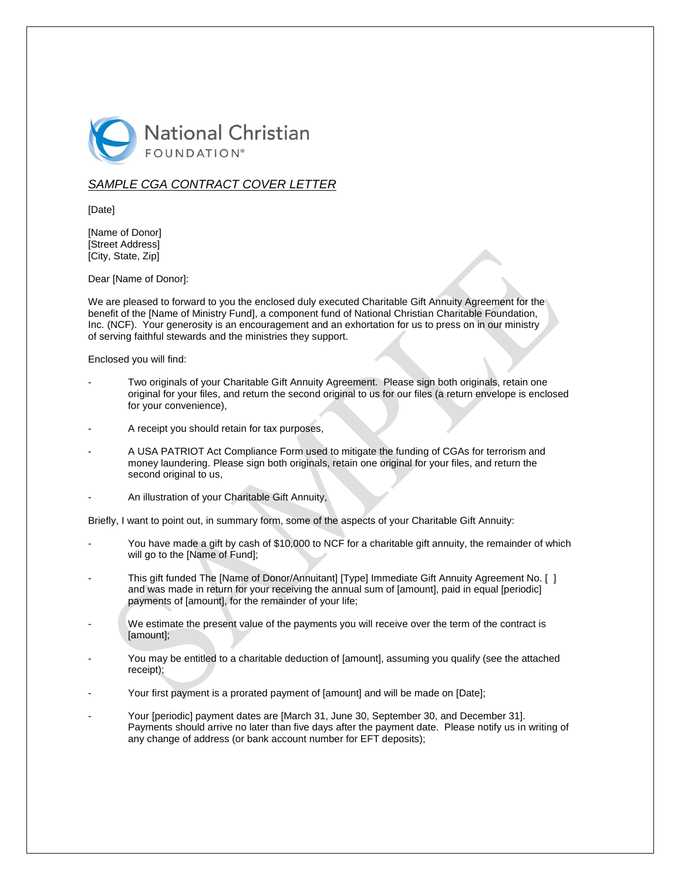National Christian FOUNDATION®

*SAMPLE CGA CONTRACT COVER LETTER*

[Date]

[Name of Donor]
[Street Address]
[City, State, Zip]

Dear [Name of Donor]:

We are pleased to forward to you the enclosed duly executed Charitable Gift Annuity Agreement for the benefit of the [Name of Ministry Fund], a component fund of National Christian Charitable Foundation, Inc. (NCF). Your generosity is an encouragement and an exhortation for us to press on in our ministry of serving faithful stewards and the ministries they support.

Enclosed you will find:

- Two originals of your Charitable Gift Annuity Agreement. Please sign both originals, retain one original for your files, and return the second original to us for our files (a return envelope is enclosed for your convenience),
- A receipt you should retain for tax purposes,
- A USA PATRIOT Act Compliance Form used to mitigate the funding of CGAs for terrorism and money laundering. Please sign both originals, retain one original for your files, and return the second original to us,
- An illustration of your Charitable Gift Annuity,

Briefly, I want to point out, in summary form, some of the aspects of your Charitable Gift Annuity:

- You have made a gift by cash of $10,000 to NCF for a charitable gift annuity, the remainder of which will go to the [Name of Fund];
- This gift funded The [Name of Donor/Annuitant] [Type] Immediate Gift Annuity Agreement No. [ ] and was made in return for your receiving the annual sum of [amount], paid in equal [periodic] payments of [amount], for the remainder of your life;
- We estimate the present value of the payments you will receive over the term of the contract is [amount];
- You may be entitled to a charitable deduction of [amount], assuming you qualify (see the attached receipt);
- Your first payment is a prorated payment of [amount] and will be made on [Date];
- Your [periodic] payment dates are [March 31, June 30, September 30, and December 31]. Payments should arrive no later than five days after the payment date. Please notify us in writing of any change of address (or bank account number for EFT deposits);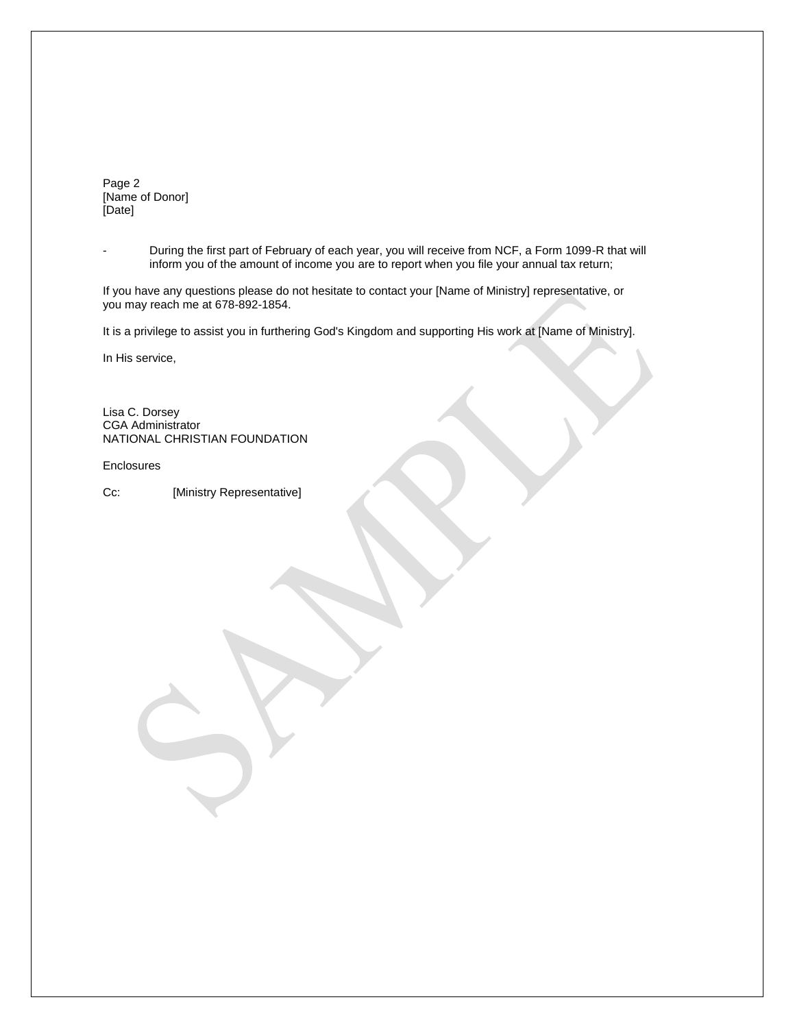Page 2
[Name of Donor]
[Date]

- During the first part of February of each year, you will receive from NCF, a Form 1099-R that will inform you of the amount of income you are to report when you file your annual tax return;

If you have any questions please do not hesitate to contact your [Name of Ministry] representative, or you may reach me at 678-892-1854.

It is a privilege to assist you in furthering God's Kingdom and supporting His work at [Name of Ministry].

In His service,

Lisa C. Dorsey
CGA Administrator
NATIONAL CHRISTIAN FOUNDATION

Enclosures

Cc: [Ministry Representative]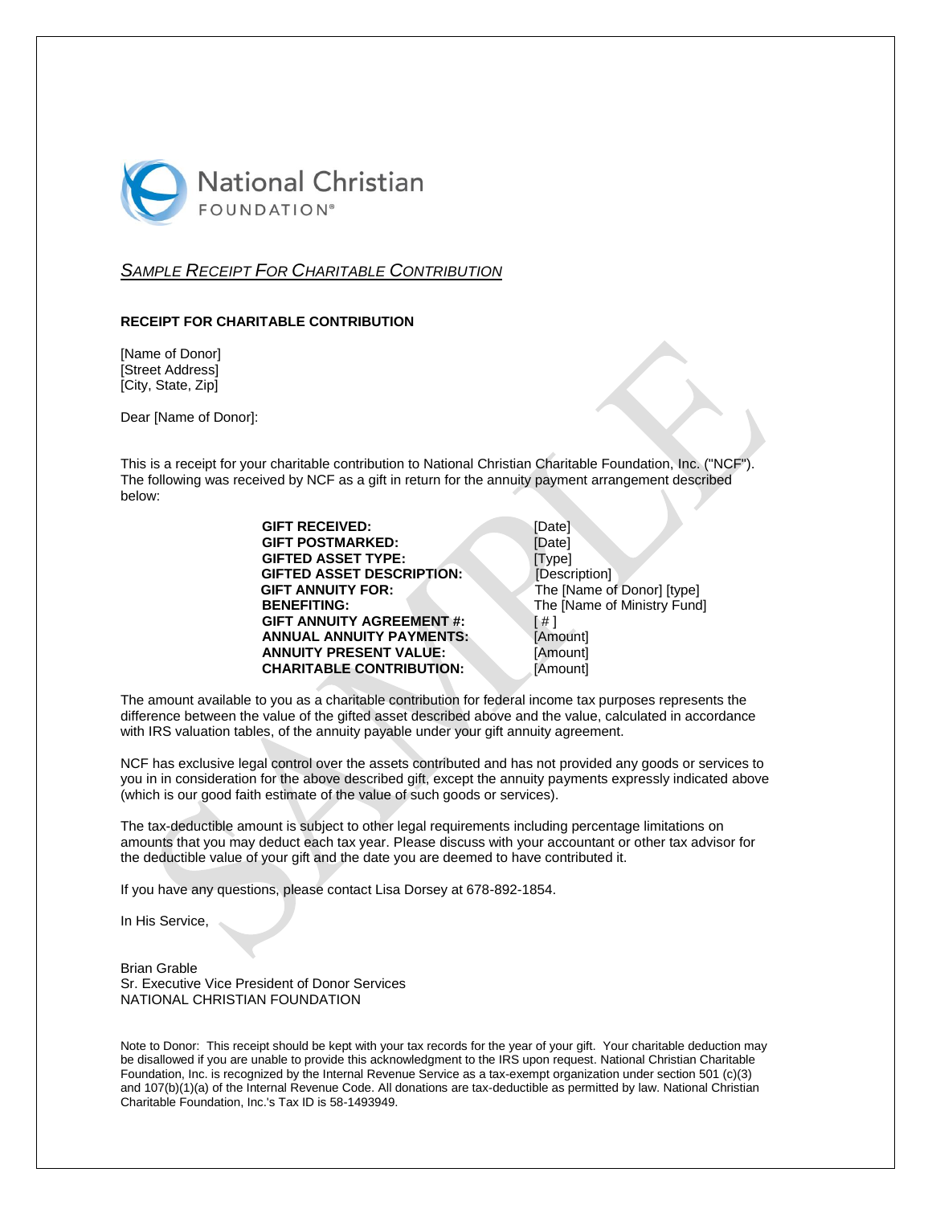National Christian FOUNDATION®

*SAMPLE RECEIPT FOR CHARITABLE CONTRIBUTION*

**RECEIPT FOR CHARITABLE CONTRIBUTION**

[Name of Donor]
[Street Address]
[City, State, Zip]

Dear [Name of Donor]:

This is a receipt for your charitable contribution to National Christian Charitable Foundation, Inc. ("NCF"). The following was received by NCF as a gift in return for the annuity payment arrangement described below:

| | |
|---|---|
| **GIFT RECEIVED:** | [Date] |
| **GIFT POSTMARKED:** | [Date] |
| **GIFTED ASSET TYPE:** | [Type] |
| **GIFTED ASSET DESCRIPTION:** | [Description] |
| **GIFT ANNUITY FOR:** | The [Name of Donor] [type] |
| **BENEFITING:** | The [Name of Ministry Fund] |
| **GIFT ANNUITY AGREEMENT #:** | [ # ] |
| **ANNUAL ANNUITY PAYMENTS:** | [Amount] |
| **ANNUITY PRESENT VALUE:** | [Amount] |
| **CHARITABLE CONTRIBUTION:** | [Amount] |

The amount available to you as a charitable contribution for federal income tax purposes represents the difference between the value of the gifted asset described above and the value, calculated in accordance with IRS valuation tables, of the annuity payable under your gift annuity agreement.

NCF has exclusive legal control over the assets contributed and has not provided any goods or services to you in in consideration for the above described gift, except the annuity payments expressly indicated above (which is our good faith estimate of the value of such goods or services).

The tax-deductible amount is subject to other legal requirements including percentage limitations on amounts that you may deduct each tax year. Please discuss with your accountant or other tax advisor for the deductible value of your gift and the date you are deemed to have contributed it.

If you have any questions, please contact Lisa Dorsey at 678-892-1854.

In His Service,

Brian Grable
Sr. Executive Vice President of Donor Services
NATIONAL CHRISTIAN FOUNDATION

Note to Donor: This receipt should be kept with your tax records for the year of your gift. Your charitable deduction may be disallowed if you are unable to provide this acknowledgment to the IRS upon request. National Christian Charitable Foundation, Inc. is recognized by the Internal Revenue Service as a tax-exempt organization under section 501 (c)(3) and 107(b)(1)(a) of the Internal Revenue Code. All donations are tax-deductible as permitted by law. National Christian Charitable Foundation, Inc.'s Tax ID is 58-1493949.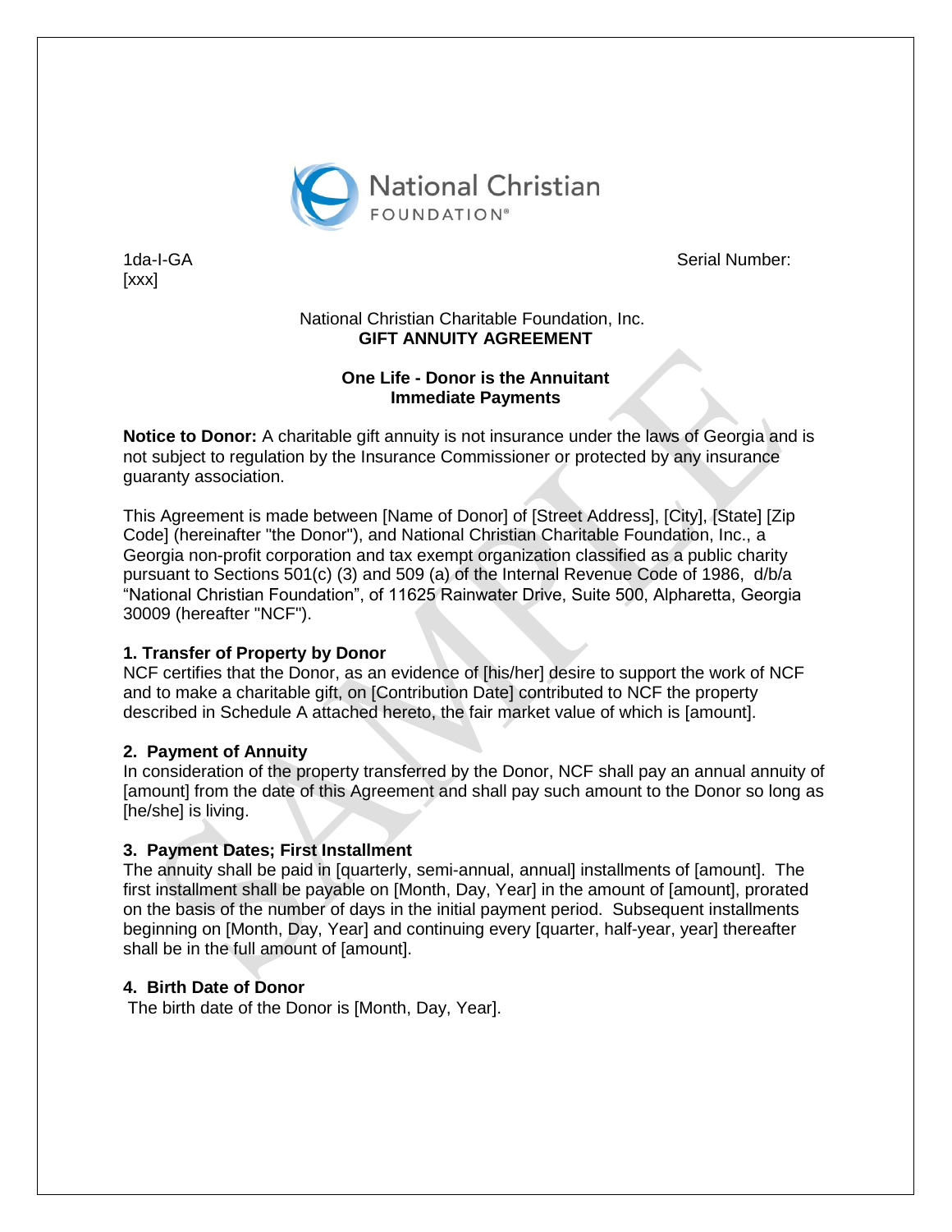1da-I-GA
[xxx]

Serial Number:

National Christian Charitable Foundation, Inc.
**GIFT ANNUITY AGREEMENT**

**One Life - Donor is the Annuitant**
**Immediate Payments**

**Notice to Donor:** A charitable gift annuity is not insurance under the laws of Georgia and is not subject to regulation by the Insurance Commissioner or protected by any insurance guaranty association.

This Agreement is made between [Name of Donor] of [Street Address], [City], [State] [Zip Code] (hereinafter "the Donor"), and National Christian Charitable Foundation, Inc., a Georgia non-profit corporation and tax exempt organization classified as a public charity pursuant to Sections 501(c) (3) and 509 (a) of the Internal Revenue Code of 1986, d/b/a "National Christian Foundation", of 11625 Rainwater Drive, Suite 500, Alpharetta, Georgia 30009 (hereafter "NCF").

### 1. Transfer of Property by Donor

NCF certifies that the Donor, as an evidence of [his/her] desire to support the work of NCF and to make a charitable gift, on [Contribution Date] contributed to NCF the property described in Schedule A attached hereto, the fair market value of which is [amount].

### 2. Payment of Annuity

In consideration of the property transferred by the Donor, NCF shall pay an annual annuity of [amount] from the date of this Agreement and shall pay such amount to the Donor so long as [he/she] is living.

### 3. Payment Dates; First Installment

The annuity shall be paid in [quarterly, semi-annual, annual] installments of [amount]. The first installment shall be payable on [Month, Day, Year] in the amount of [amount], prorated on the basis of the number of days in the initial payment period. Subsequent installments beginning on [Month, Day, Year] and continuing every [quarter, half-year, year] thereafter shall be in the full amount of [amount].

### 4. Birth Date of Donor

The birth date of the Donor is [Month, Day, Year].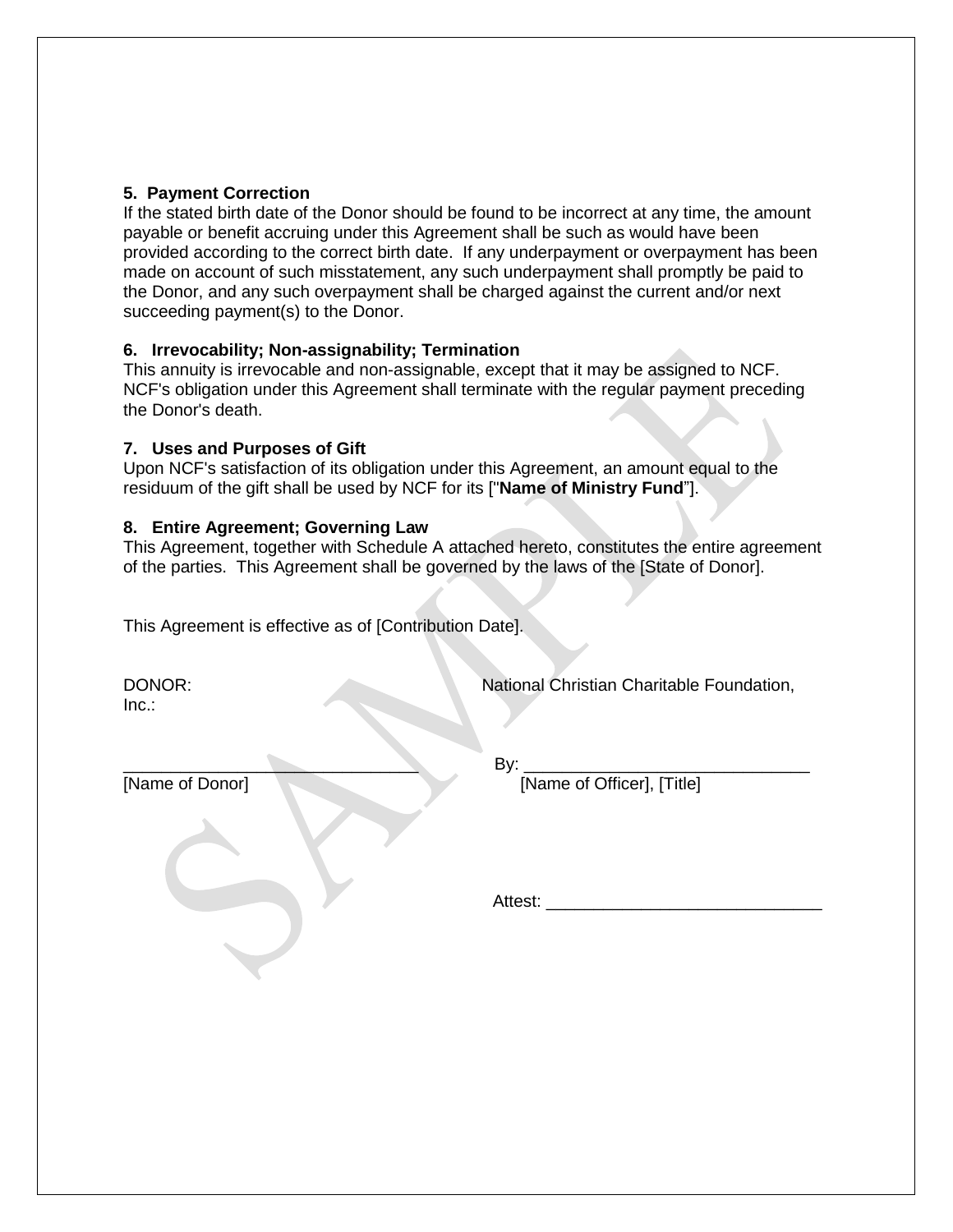**5. Payment Correction**

If the stated birth date of the Donor should be found to be incorrect at any time, the amount payable or benefit accruing under this Agreement shall be such as would have been provided according to the correct birth date. If any underpayment or overpayment has been made on account of such misstatement, any such underpayment shall promptly be paid to the Donor, and any such overpayment shall be charged against the current and/or next succeeding payment(s) to the Donor.

**6. Irrevocability; Non-assignability; Termination**

This annuity is irrevocable and non-assignable, except that it may be assigned to NCF. NCF's obligation under this Agreement shall terminate with the regular payment preceding the Donor's death.

**7. Uses and Purposes of Gift**

Upon NCF's satisfaction of its obligation under this Agreement, an amount equal to the residuum of the gift shall be used by NCF for its ["**Name of Ministry Fund**"].

**8. Entire Agreement; Governing Law**

This Agreement, together with Schedule A attached hereto, constitutes the entire agreement of the parties. This Agreement shall be governed by the laws of the [State of Donor].

This Agreement is effective as of [Contribution Date].

DONOR:

National Christian Charitable Foundation, Inc.:

_______________________________
[Name of Donor]

By: ______________________________
[Name of Officer], [Title]

Attest: _____________________________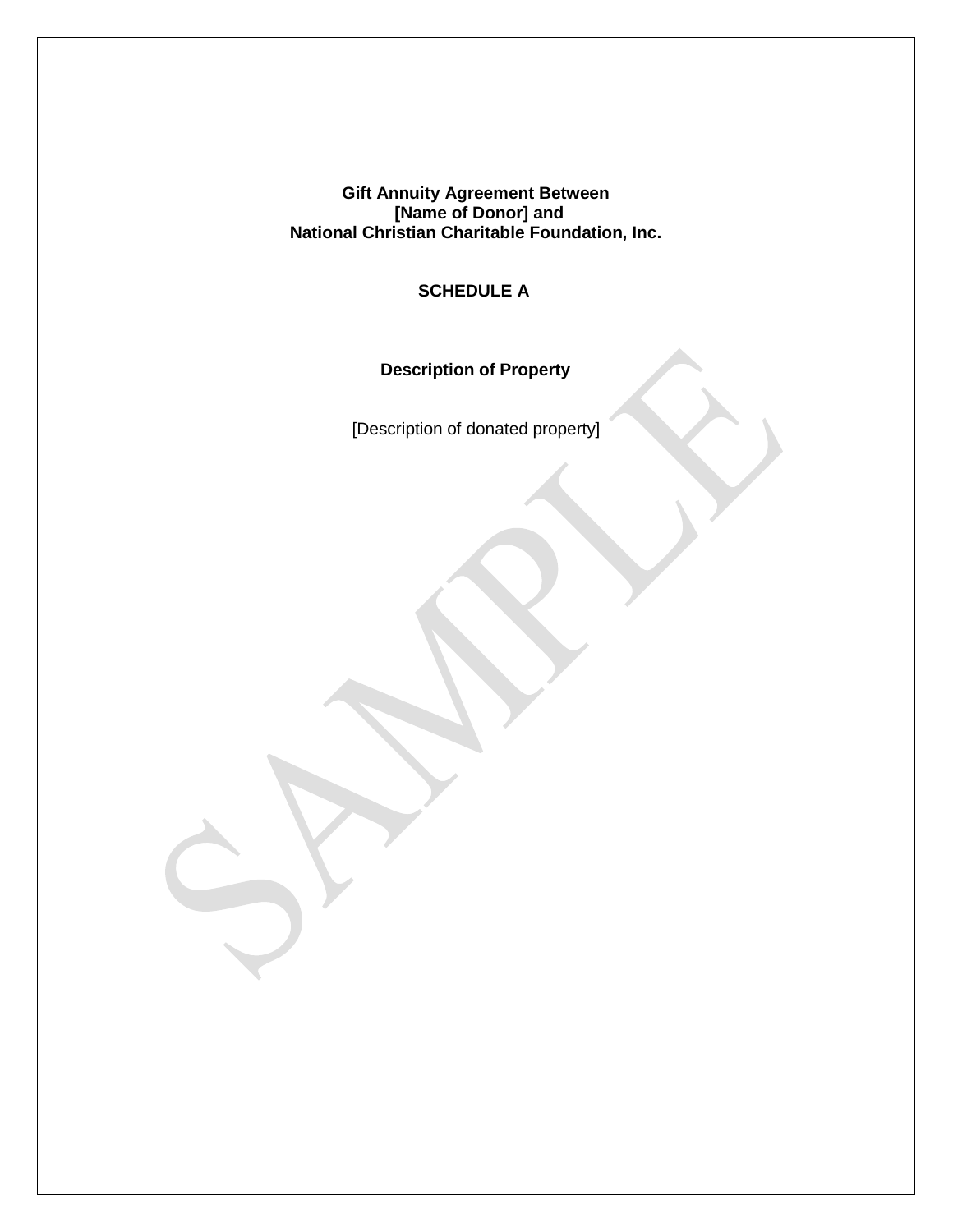**Gift Annuity Agreement Between**
**[Name of Donor] and**
**National Christian Charitable Foundation, Inc.**

**SCHEDULE A**

**Description of Property**

[Description of donated property]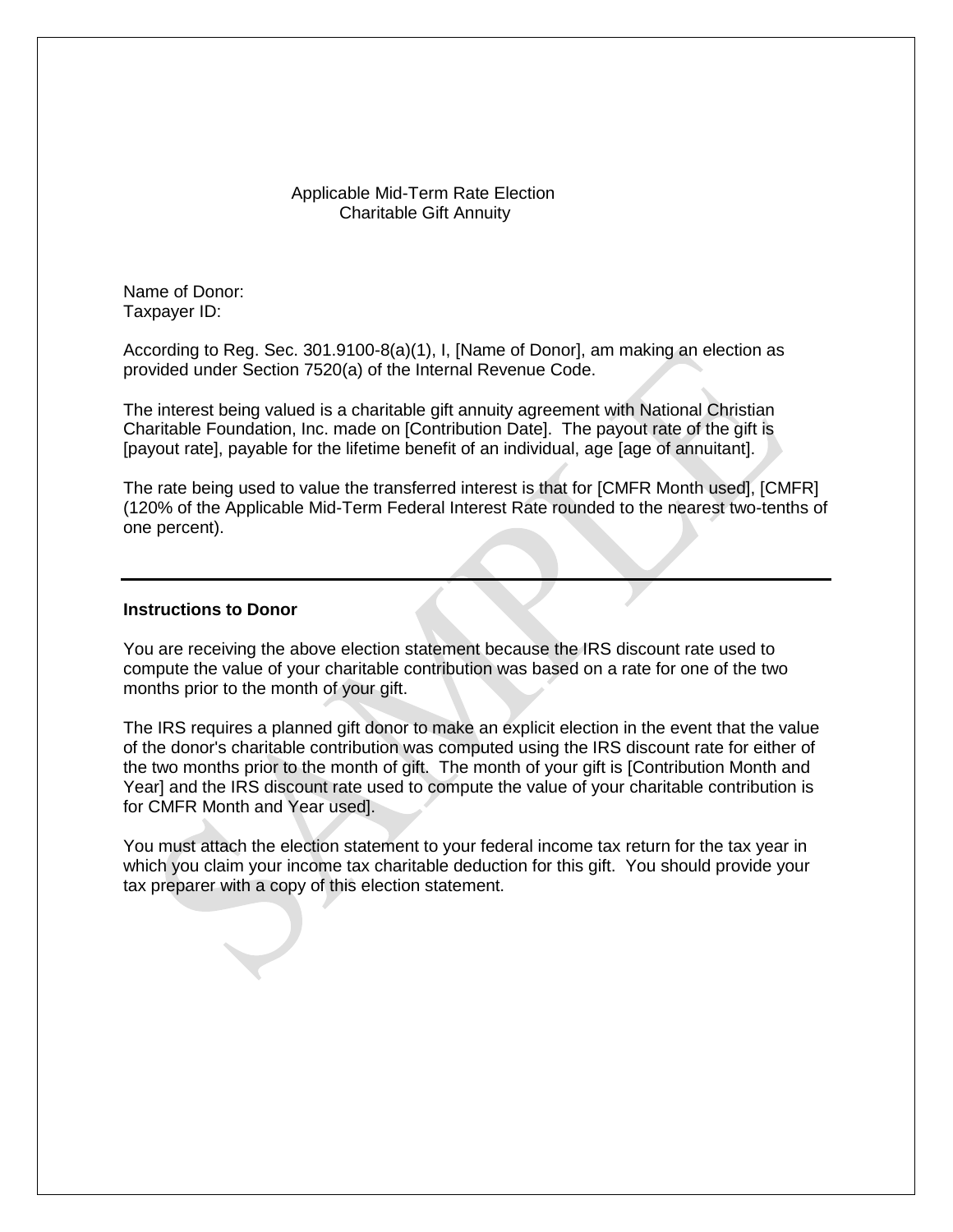# Applicable Mid-Term Rate Election
## Charitable Gift Annuity

Name of Donor:
Taxpayer ID:

According to Reg. Sec. 301.9100-8(a)(1), I, [Name of Donor], am making an election as provided under Section 7520(a) of the Internal Revenue Code.

The interest being valued is a charitable gift annuity agreement with National Christian Charitable Foundation, Inc. made on [Contribution Date]. The payout rate of the gift is [payout rate], payable for the lifetime benefit of an individual, age [age of annuitant].

The rate being used to value the transferred interest is that for [CMFR Month used], [CMFR] (120% of the Applicable Mid-Term Federal Interest Rate rounded to the nearest two-tenths of one percent).

---

**Instructions to Donor**

You are receiving the above election statement because the IRS discount rate used to compute the value of your charitable contribution was based on a rate for one of the two months prior to the month of your gift.

The IRS requires a planned gift donor to make an explicit election in the event that the value of the donor's charitable contribution was computed using the IRS discount rate for either of the two months prior to the month of gift. The month of your gift is [Contribution Month and Year] and the IRS discount rate used to compute the value of your charitable contribution is for CMFR Month and Year used].

You must attach the election statement to your federal income tax return for the tax year in which you claim your income tax charitable deduction for this gift. You should provide your tax preparer with a copy of this election statement.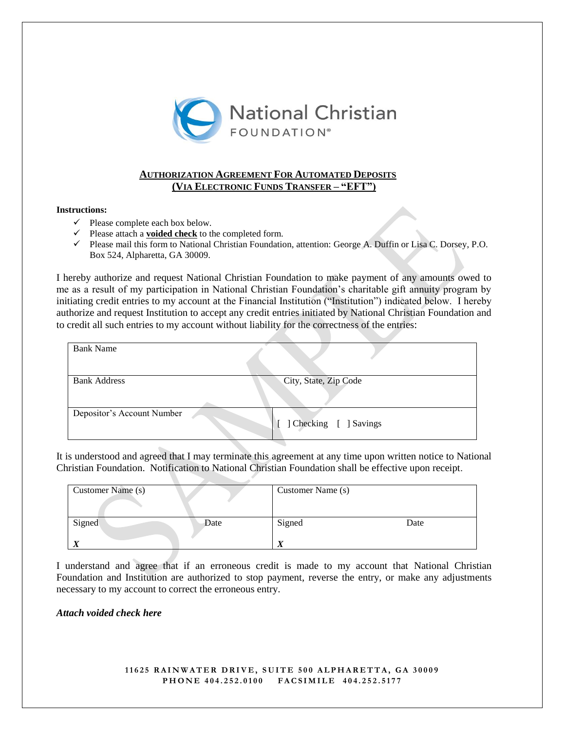National Christian FOUNDATION®

## AUTHORIZATION AGREEMENT FOR AUTOMATED DEPOSITS (VIA ELECTRONIC FUNDS TRANSFER – "EFT")

**Instructions:**

- ✓ Please complete each box below.
- ✓ Please attach a **voided check** to the completed form.
- ✓ Please mail this form to National Christian Foundation, attention: George A. Duffin or Lisa C. Dorsey, P.O. Box 524, Alpharetta, GA 30009.

I hereby authorize and request National Christian Foundation to make payment of any amounts owed to me as a result of my participation in National Christian Foundation's charitable gift annuity program by initiating credit entries to my account at the Financial Institution ("Institution") indicated below. I hereby authorize and request Institution to accept any credit entries initiated by National Christian Foundation and to credit all such entries to my account without liability for the correctness of the entries:

| Bank Name | |
|---|---|
| Bank Address | City, State, Zip Code |
| Depositor's Account Number | [ ] Checking [ ] Savings |

It is understood and agreed that I may terminate this agreement at any time upon written notice to National Christian Foundation. Notification to National Christian Foundation shall be effective upon receipt.

| Customer Name (s) | Customer Name (s) |
|---|---|
| Signed Date<br>***X*** | Signed Date<br>***X*** |

I understand and agree that if an erroneous credit is made to my account that National Christian Foundation and Institution are authorized to stop payment, reverse the entry, or make any adjustments necessary to my account to correct the erroneous entry.

***Attach voided check here***

**11625 RAINWATER DRIVE, SUITE 500 ALPHARETTA, GA 30009**
**PHONE 404.252.0100 FACSIMILE 404.252.5177**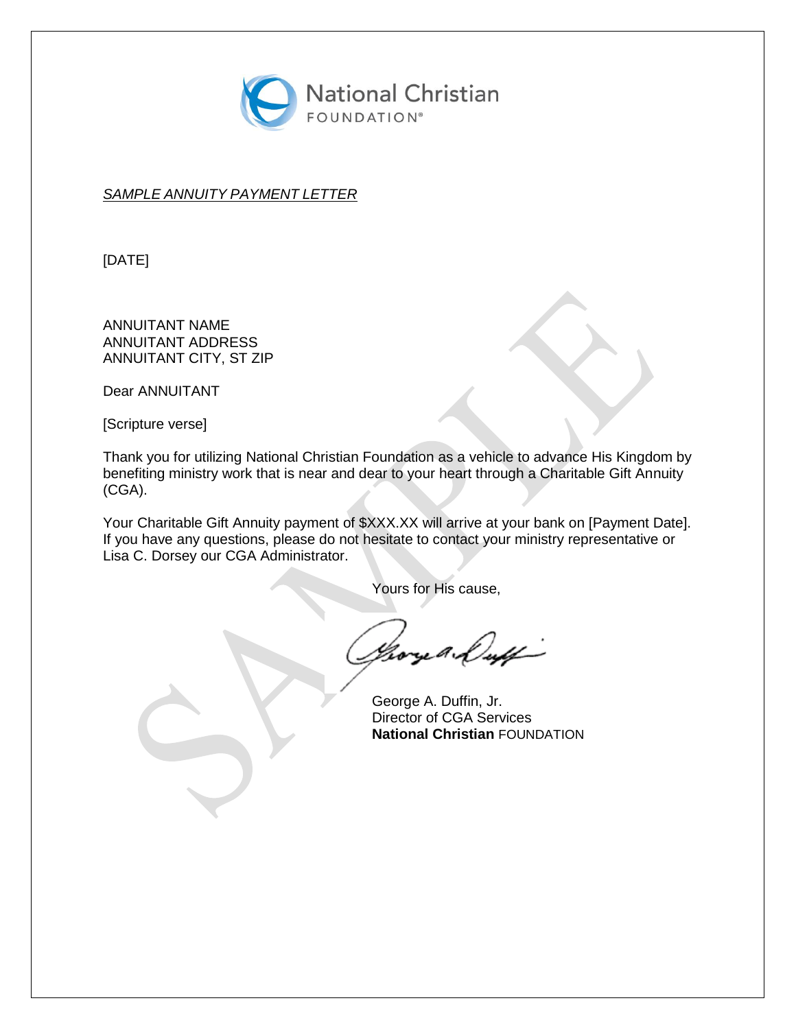National Christian FOUNDATION®

*SAMPLE ANNUITY PAYMENT LETTER*

[DATE]

ANNUITANT NAME
ANNUITANT ADDRESS
ANNUITANT CITY, ST ZIP

Dear ANNUITANT

[Scripture verse]

Thank you for utilizing National Christian Foundation as a vehicle to advance His Kingdom by benefiting ministry work that is near and dear to your heart through a Charitable Gift Annuity (CGA).

Your Charitable Gift Annuity payment of $XXX.XX will arrive at your bank on [Payment Date]. If you have any questions, please do not hesitate to contact your ministry representative or Lisa C. Dorsey our CGA Administrator.

Yours for His cause,

George A. Duffin, Jr.
Director of CGA Services
**National Christian** FOUNDATION